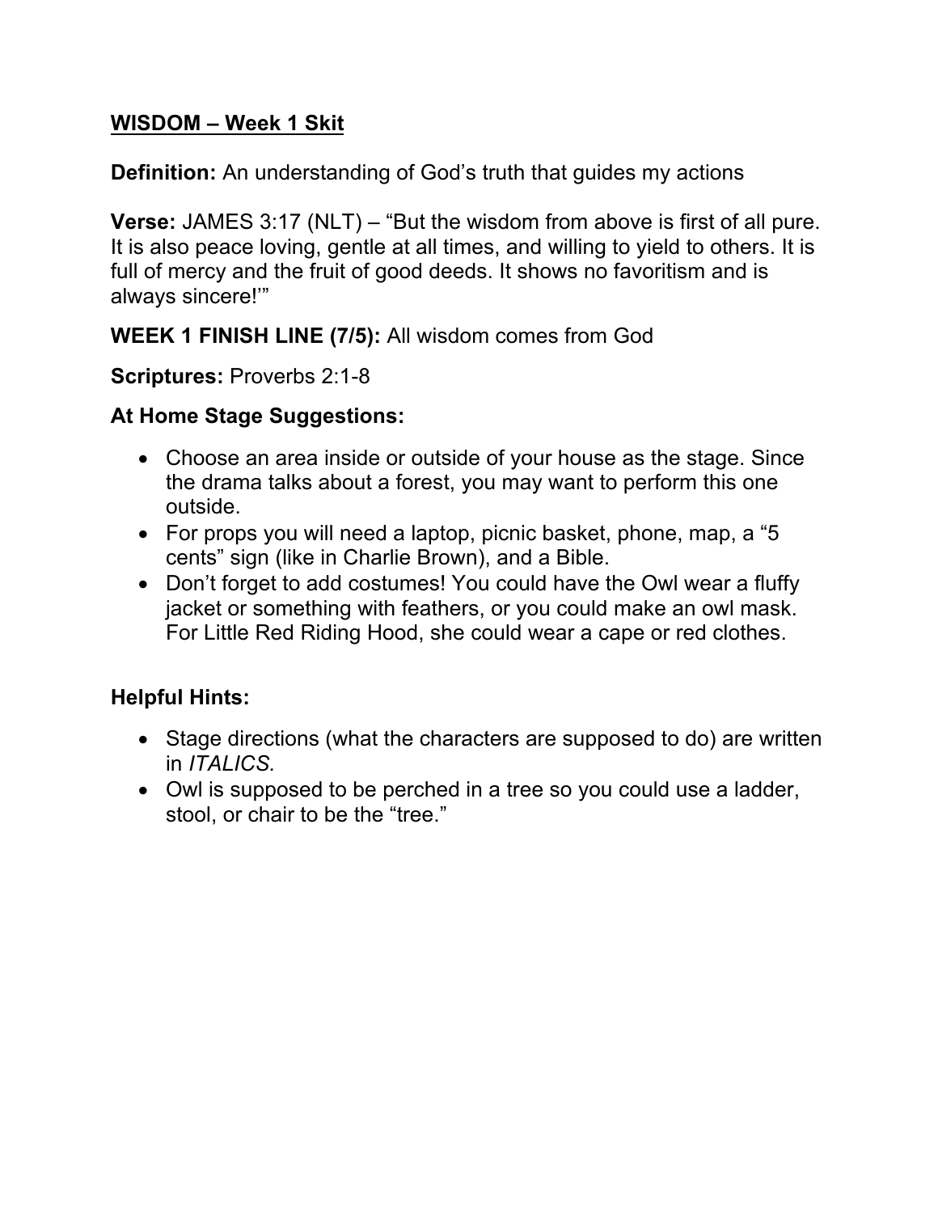## <u>WISDOM – Week 1 Skit</u>

**Definition:** An understanding of God's truth that guides my actions

**Verse:** JAMES 3:17 (NLT) – "But the wisdom from above is first of all pure. It is also peace loving, gentle at all times, and willing to yield to others. It is full of mercy and the fruit of good deeds. It shows no favoritism and is always sincere!'"

**WEEK 1 FINISH LINE (7/5):** All wisdom comes from God

**Scriptures:** Proverbs 2:1-8

**At Home Stage Suggestions:**

- Choose an area inside or outside of your house as the stage. Since the drama talks about a forest, you may want to perform this one outside.
- For props you will need a laptop, picnic basket, phone, map, a "5 cents" sign (like in Charlie Brown), and a Bible.
- Don't forget to add costumes! You could have the Owl wear a fluffy jacket or something with feathers, or you could make an owl mask. For Little Red Riding Hood, she could wear a cape or red clothes.

**Helpful Hints:**

- Stage directions (what the characters are supposed to do) are written in *ITALICS.*
- Owl is supposed to be perched in a tree so you could use a ladder, stool, or chair to be the "tree."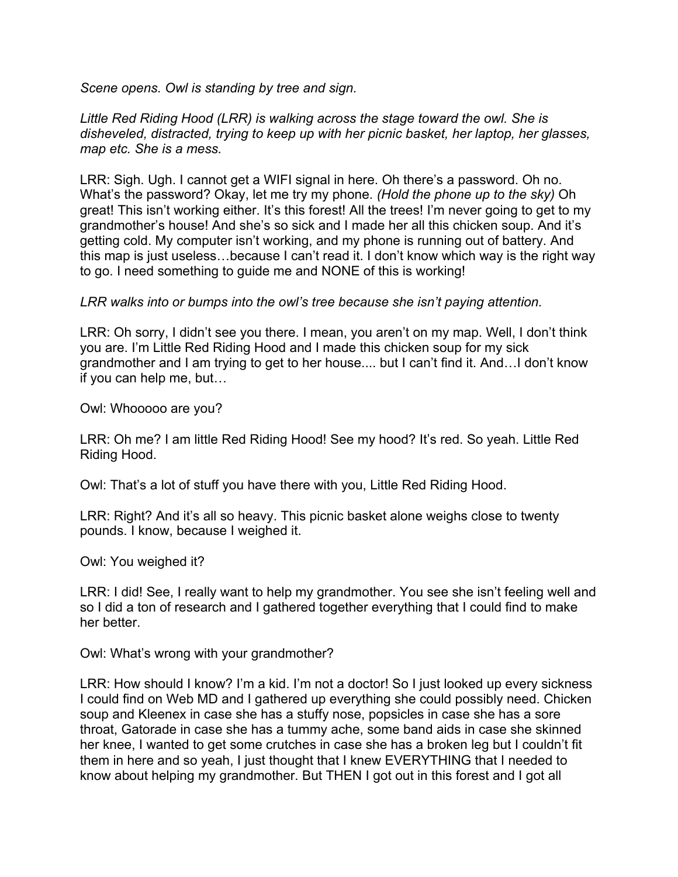*Scene opens. Owl is standing by tree and sign.*

*Little Red Riding Hood (LRR) is walking across the stage toward the owl. She is disheveled, distracted, trying to keep up with her picnic basket, her laptop, her glasses, map etc. She is a mess.*

LRR: Sigh. Ugh. I cannot get a WIFI signal in here. Oh there's a password. Oh no. What's the password? Okay, let me try my phone. *(Hold the phone up to the sky)* Oh great! This isn't working either. It's this forest! All the trees! I'm never going to get to my grandmother's house! And she's so sick and I made her all this chicken soup. And it's getting cold. My computer isn't working, and my phone is running out of battery. And this map is just useless…because I can't read it. I don't know which way is the right way to go. I need something to guide me and NONE of this is working!

*LRR walks into or bumps into the owl's tree because she isn't paying attention.*

LRR: Oh sorry, I didn't see you there. I mean, you aren't on my map. Well, I don't think you are. I'm Little Red Riding Hood and I made this chicken soup for my sick grandmother and I am trying to get to her house.... but I can't find it. And…I don't know if you can help me, but…

Owl: Whooooo are you?

LRR: Oh me? I am little Red Riding Hood! See my hood? It's red. So yeah. Little Red Riding Hood.

Owl: That's a lot of stuff you have there with you, Little Red Riding Hood.

LRR: Right? And it's all so heavy. This picnic basket alone weighs close to twenty pounds. I know, because I weighed it.

Owl: You weighed it?

LRR: I did! See, I really want to help my grandmother. You see she isn't feeling well and so I did a ton of research and I gathered together everything that I could find to make her better.

Owl: What's wrong with your grandmother?

LRR: How should I know? I'm a kid. I'm not a doctor! So I just looked up every sickness I could find on Web MD and I gathered up everything she could possibly need. Chicken soup and Kleenex in case she has a stuffy nose, popsicles in case she has a sore throat, Gatorade in case she has a tummy ache, some band aids in case she skinned her knee, I wanted to get some crutches in case she has a broken leg but I couldn't fit them in here and so yeah, I just thought that I knew EVERYTHING that I needed to know about helping my grandmother. But THEN I got out in this forest and I got all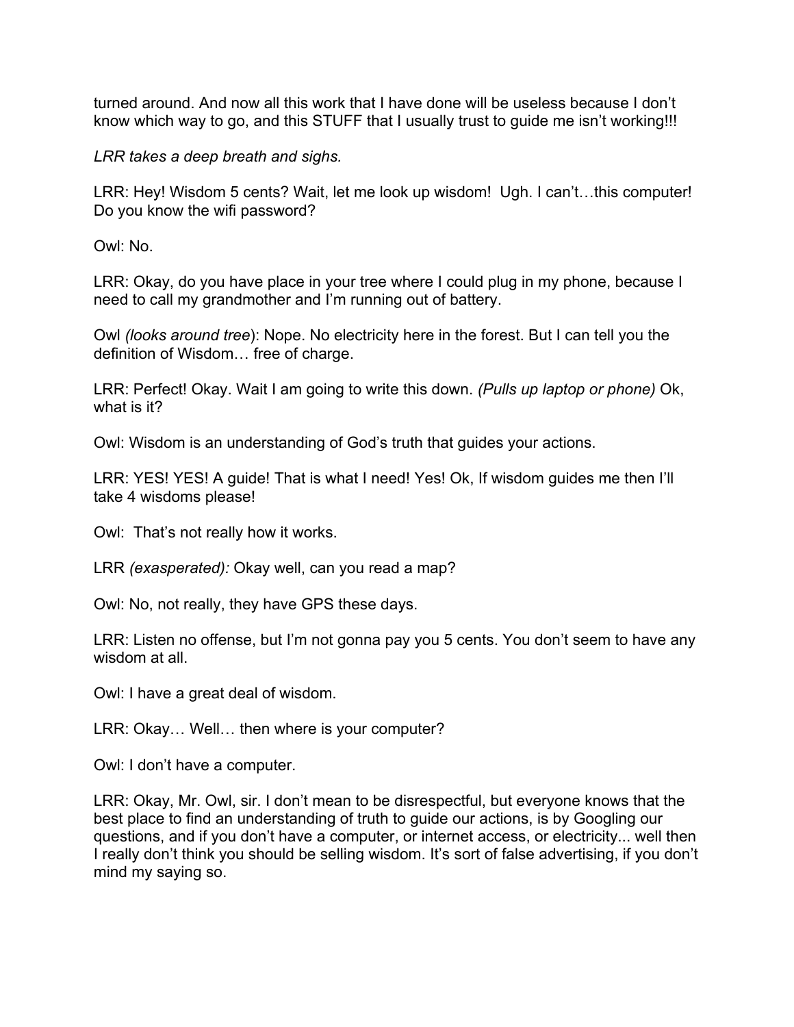turned around. And now all this work that I have done will be useless because I don't know which way to go, and this STUFF that I usually trust to guide me isn't working!!!

*LRR takes a deep breath and sighs.*

LRR: Hey! Wisdom 5 cents? Wait, let me look up wisdom! Ugh. I can't…this computer! Do you know the wifi password?

Owl: No.

LRR: Okay, do you have place in your tree where I could plug in my phone, because I need to call my grandmother and I'm running out of battery.

Owl *(looks around tree)*: Nope. No electricity here in the forest. But I can tell you the definition of Wisdom… free of charge.

LRR: Perfect! Okay. Wait I am going to write this down. *(Pulls up laptop or phone)* Ok, what is it?

Owl: Wisdom is an understanding of God's truth that guides your actions.

LRR: YES! YES! A guide! That is what I need! Yes! Ok, If wisdom guides me then I'll take 4 wisdoms please!

Owl: That's not really how it works.

LRR *(exasperated):* Okay well, can you read a map?

Owl: No, not really, they have GPS these days.

LRR: Listen no offense, but I'm not gonna pay you 5 cents. You don't seem to have any wisdom at all.

Owl: I have a great deal of wisdom.

LRR: Okay… Well… then where is your computer?

Owl: I don't have a computer.

LRR: Okay, Mr. Owl, sir. I don't mean to be disrespectful, but everyone knows that the best place to find an understanding of truth to guide our actions, is by Googling our questions, and if you don't have a computer, or internet access, or electricity... well then I really don't think you should be selling wisdom. It's sort of false advertising, if you don't mind my saying so.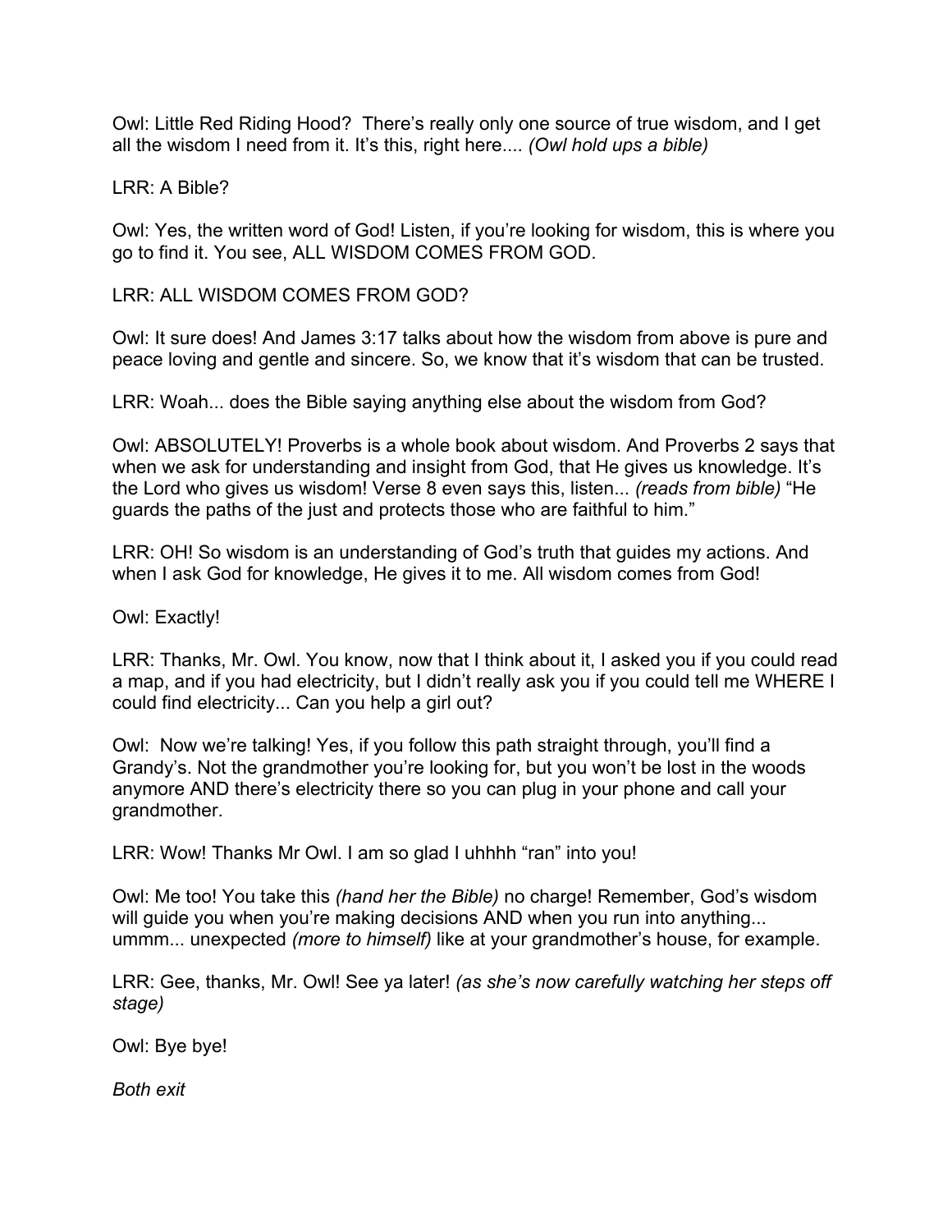Owl: Little Red Riding Hood? There's really only one source of true wisdom, and I get all the wisdom I need from it. It's this, right here.... *(Owl hold ups a bible)*

LRR: A Bible?

Owl: Yes, the written word of God! Listen, if you're looking for wisdom, this is where you go to find it. You see, ALL WISDOM COMES FROM GOD.

LRR: ALL WISDOM COMES FROM GOD?

Owl: It sure does! And James 3:17 talks about how the wisdom from above is pure and peace loving and gentle and sincere. So, we know that it's wisdom that can be trusted.

LRR: Woah... does the Bible saying anything else about the wisdom from God?

Owl: ABSOLUTELY! Proverbs is a whole book about wisdom. And Proverbs 2 says that when we ask for understanding and insight from God, that He gives us knowledge. It's the Lord who gives us wisdom! Verse 8 even says this, listen... *(reads from bible)* "He guards the paths of the just and protects those who are faithful to him."

LRR: OH! So wisdom is an understanding of God's truth that guides my actions. And when I ask God for knowledge, He gives it to me. All wisdom comes from God!

Owl: Exactly!

LRR: Thanks, Mr. Owl. You know, now that I think about it, I asked you if you could read a map, and if you had electricity, but I didn't really ask you if you could tell me WHERE I could find electricity... Can you help a girl out?

Owl: Now we're talking! Yes, if you follow this path straight through, you'll find a Grandy's. Not the grandmother you're looking for, but you won't be lost in the woods anymore AND there's electricity there so you can plug in your phone and call your grandmother.

LRR: Wow! Thanks Mr Owl. I am so glad I uhhhh "ran" into you!

Owl: Me too! You take this *(hand her the Bible)* no charge! Remember, God's wisdom will guide you when you're making decisions AND when you run into anything... ummm... unexpected *(more to himself)* like at your grandmother's house, for example.

LRR: Gee, thanks, Mr. Owl! See ya later! *(as she's now carefully watching her steps off stage)*

Owl: Bye bye!

*Both exit*